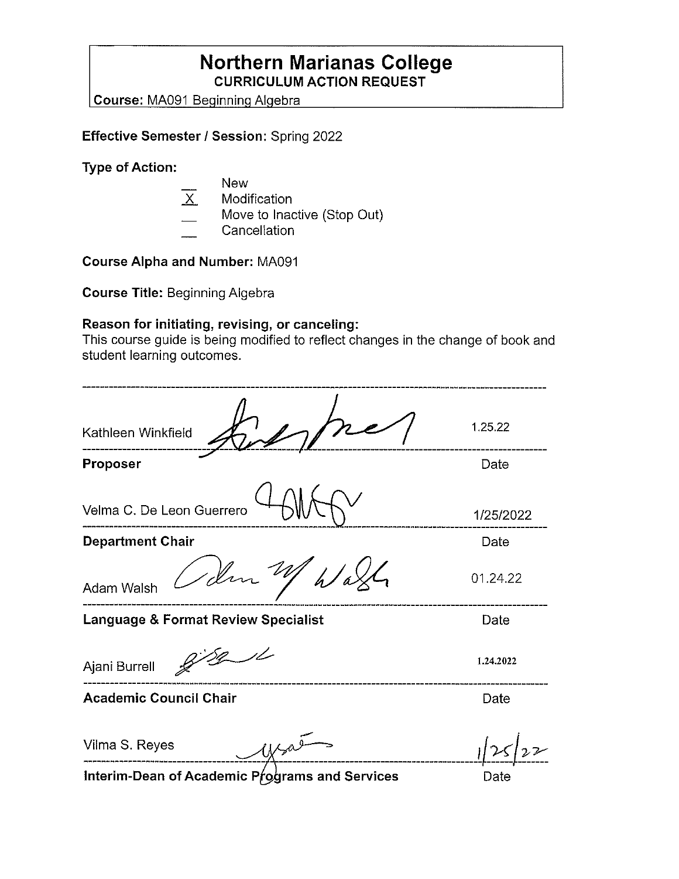# Northern Marianas College

## CURRICULUM ACTION REQUEST

**Course:** MA091 Beginning Algebra

**Effective Semester / Session:** Spring 2022

**Type of Action:**

- ___ New
- _X_ Modification
- ___ Move to Inactive (Stop Out)
- ___ Cancellation

**Course Alpha and Number:** MA091

**Course Title:** Beginning Algebra

**Reason for initiating, revising, or canceling:**
This course guide is being modified to reflect changes in the change of book and student learning outcomes.

---

Kathleen Winkfield — 1.25.22

**Proposer** — Date

Velma C. De Leon Guerrero — 1/25/2022

**Department Chair** — Date

Adam Walsh — 01.24.22

**Language & Format Review Specialist** — Date

Ajani Burrell — 1.24.2022

**Academic Council Chair** — Date

Vilma S. Reyes — 1/25/22

**Interim-Dean of Academic Programs and Services** — Date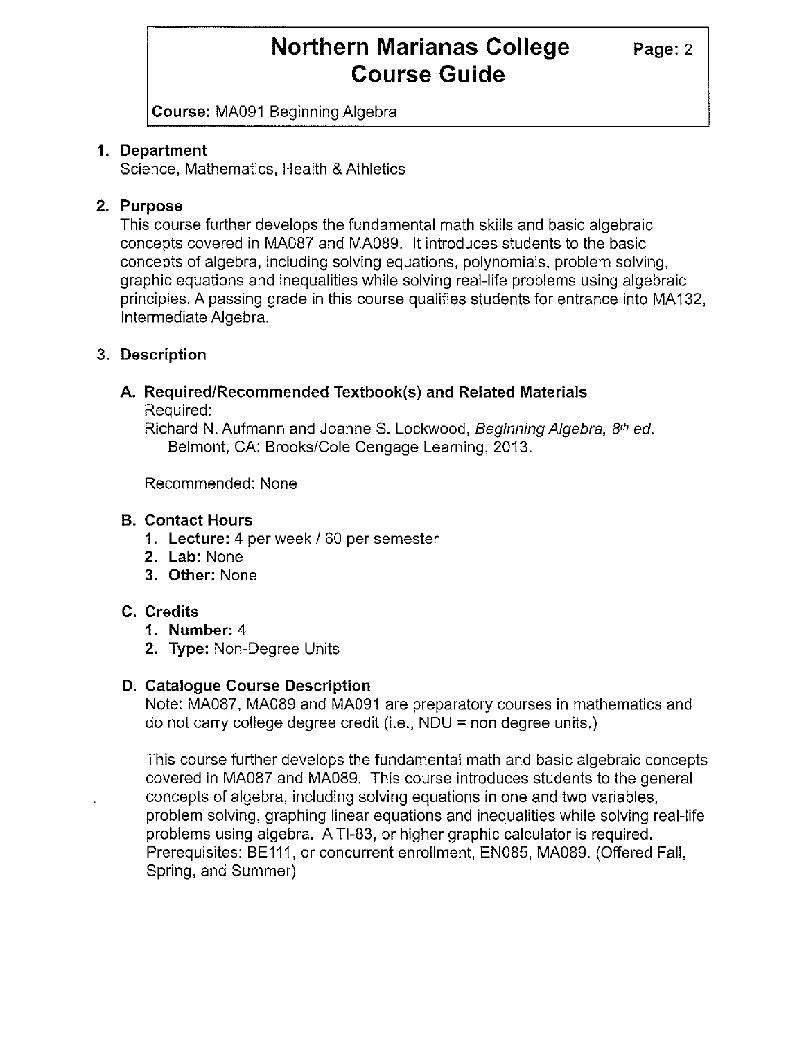## 1. Department

Science, Mathematics, Health & Athletics

## 2. Purpose

This course further develops the fundamental math skills and basic algebraic concepts covered in MA087 and MA089. It introduces students to the basic concepts of algebra, including solving equations, polynomials, problem solving, graphic equations and inequalities while solving real-life problems using algebraic principles. A passing grade in this course qualifies students for entrance into MA132, Intermediate Algebra.

## 3. Description

### A. Required/Recommended Textbook(s) and Related Materials

Required:

Richard N. Aufmann and Joanne S. Lockwood, *Beginning Algebra, 8th ed.* Belmont, CA: Brooks/Cole Cengage Learning, 2013.

Recommended: None

### B. Contact Hours

1. **Lecture:** 4 per week / 60 per semester
2. **Lab:** None
3. **Other:** None

### C. Credits

1. **Number:** 4
2. **Type:** Non-Degree Units

### D. Catalogue Course Description

Note: MA087, MA089 and MA091 are preparatory courses in mathematics and do not carry college degree credit (i.e., NDU = non degree units.)

This course further develops the fundamental math and basic algebraic concepts covered in MA087 and MA089. This course introduces students to the general concepts of algebra, including solving equations in one and two variables, problem solving, graphing linear equations and inequalities while solving real-life problems using algebra. A TI-83, or higher graphic calculator is required. Prerequisites: BE111, or concurrent enrollment, EN085, MA089. (Offered Fall, Spring, and Summer)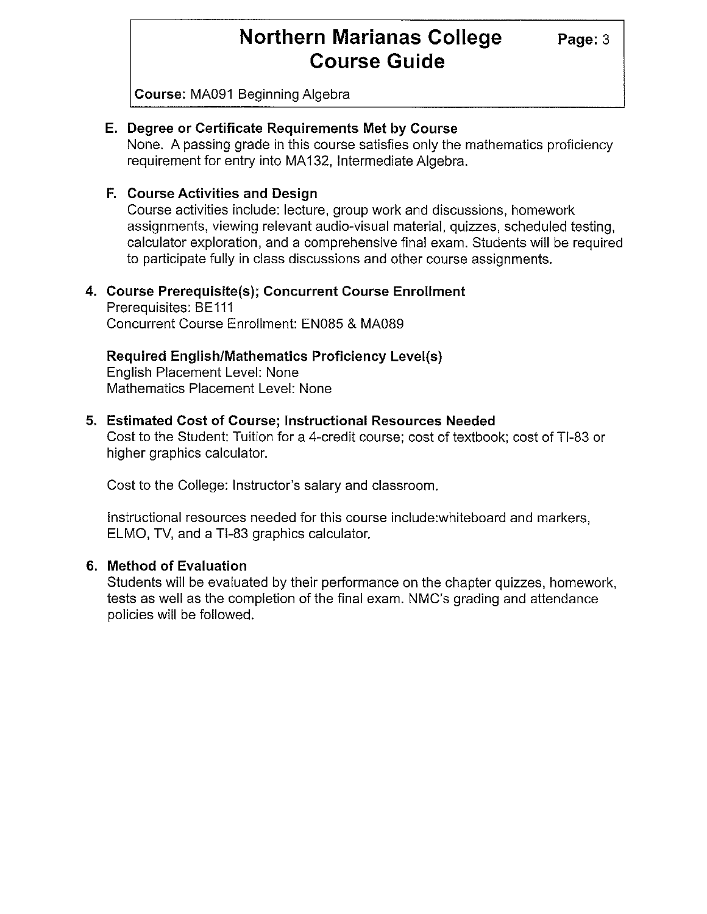### E. Degree or Certificate Requirements Met by Course

None. A passing grade in this course satisfies only the mathematics proficiency requirement for entry into MA132, Intermediate Algebra.

### F. Course Activities and Design

Course activities include: lecture, group work and discussions, homework assignments, viewing relevant audio-visual material, quizzes, scheduled testing, calculator exploration, and a comprehensive final exam. Students will be required to participate fully in class discussions and other course assignments.

## 4. Course Prerequisite(s); Concurrent Course Enrollment

Prerequisites: BE111

Concurrent Course Enrollment: EN085 & MA089

### Required English/Mathematics Proficiency Level(s)

English Placement Level: None

Mathematics Placement Level: None

## 5. Estimated Cost of Course; Instructional Resources Needed

Cost to the Student: Tuition for a 4-credit course; cost of textbook; cost of TI-83 or higher graphics calculator.

Cost to the College: Instructor's salary and classroom.

Instructional resources needed for this course include:whiteboard and markers, ELMO, TV, and a TI-83 graphics calculator.

## 6. Method of Evaluation

Students will be evaluated by their performance on the chapter quizzes, homework, tests as well as the completion of the final exam. NMC's grading and attendance policies will be followed.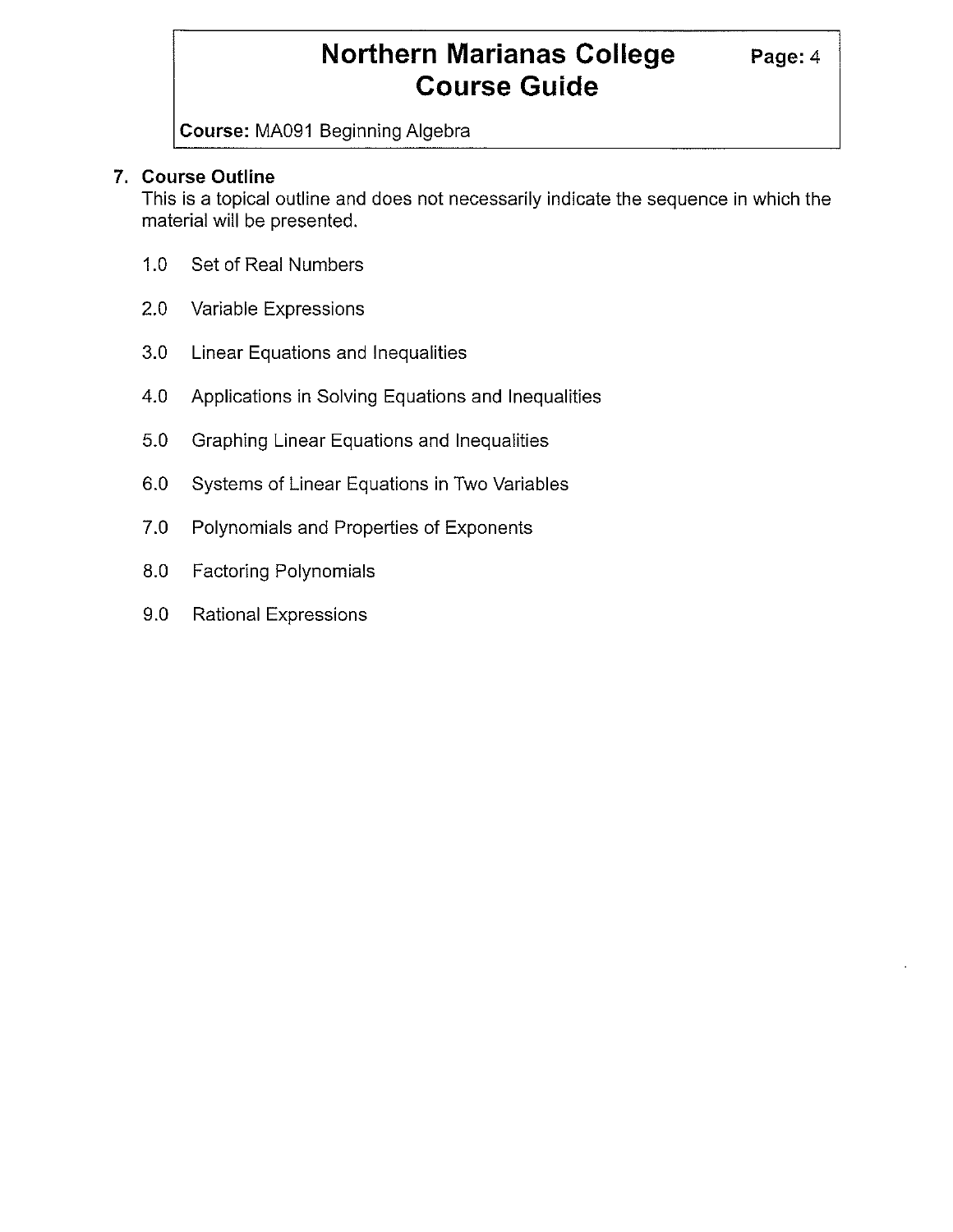## 7. Course Outline

This is a topical outline and does not necessarily indicate the sequence in which the material will be presented.

1.0 Set of Real Numbers

2.0 Variable Expressions

3.0 Linear Equations and Inequalities

4.0 Applications in Solving Equations and Inequalities

5.0 Graphing Linear Equations and Inequalities

6.0 Systems of Linear Equations in Two Variables

7.0 Polynomials and Properties of Exponents

8.0 Factoring Polynomials

9.0 Rational Expressions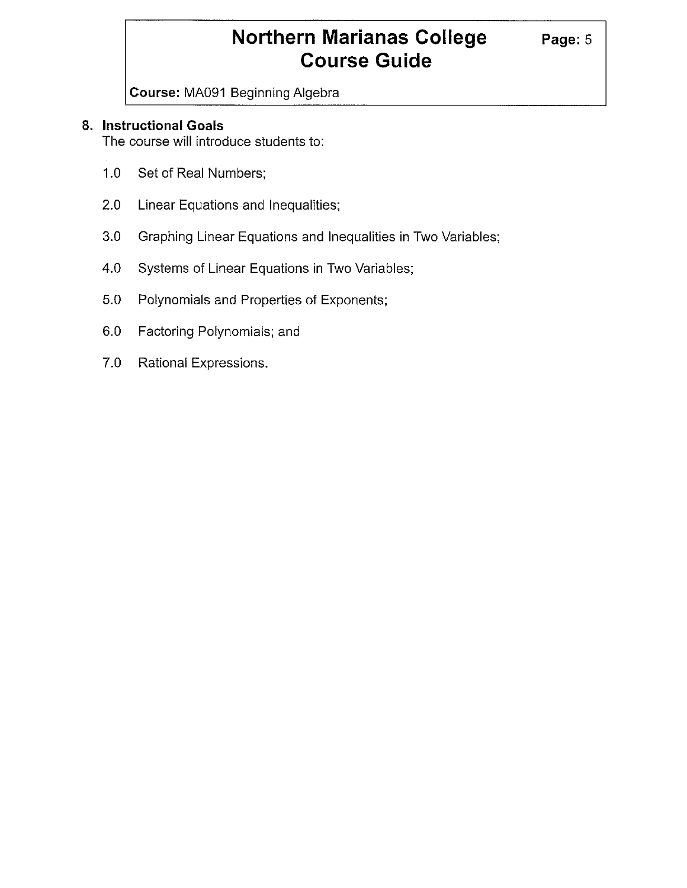## 8. Instructional Goals

The course will introduce students to:

1.0 Set of Real Numbers;

2.0 Linear Equations and Inequalities;

3.0 Graphing Linear Equations and Inequalities in Two Variables;

4.0 Systems of Linear Equations in Two Variables;

5.0 Polynomials and Properties of Exponents;

6.0 Factoring Polynomials; and

7.0 Rational Expressions.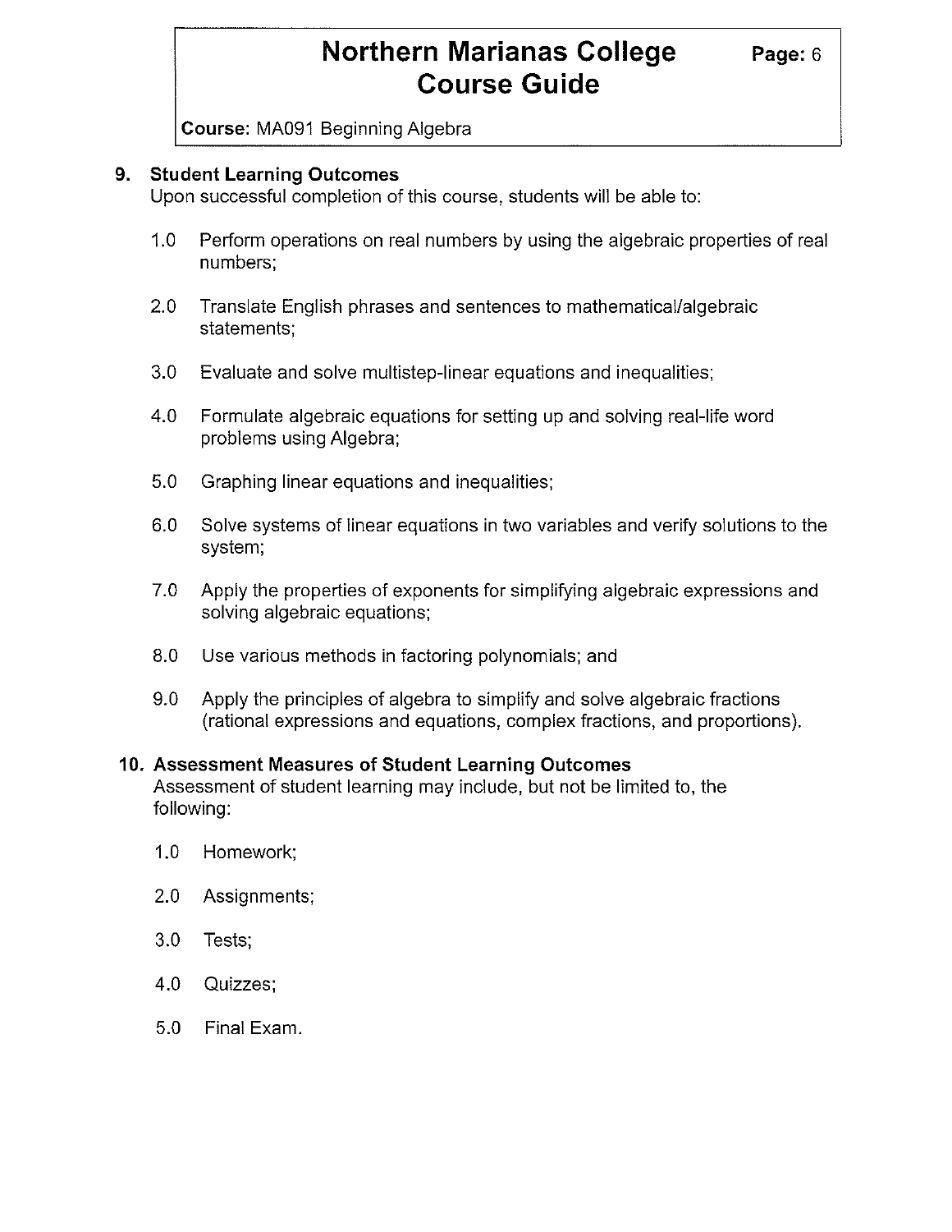## 9. Student Learning Outcomes

Upon successful completion of this course, students will be able to:

1.0 Perform operations on real numbers by using the algebraic properties of real numbers;

2.0 Translate English phrases and sentences to mathematical/algebraic statements;

3.0 Evaluate and solve multistep-linear equations and inequalities;

4.0 Formulate algebraic equations for setting up and solving real-life word problems using Algebra;

5.0 Graphing linear equations and inequalities;

6.0 Solve systems of linear equations in two variables and verify solutions to the system;

7.0 Apply the properties of exponents for simplifying algebraic expressions and solving algebraic equations;

8.0 Use various methods in factoring polynomials; and

9.0 Apply the principles of algebra to simplify and solve algebraic fractions (rational expressions and equations, complex fractions, and proportions).

## 10. Assessment Measures of Student Learning Outcomes

Assessment of student learning may include, but not be limited to, the following:

1.0 Homework;

2.0 Assignments;

3.0 Tests;

4.0 Quizzes;

5.0 Final Exam.